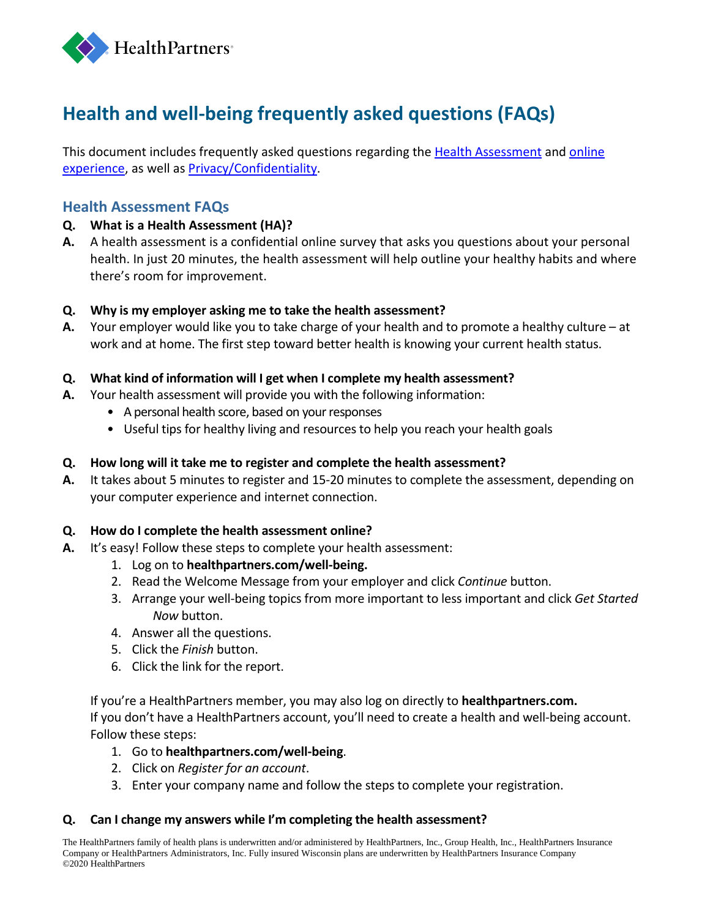HealthPartners

# Health and well-being frequently asked questions (FAQs)

This document includes frequently asked questions regarding the Health Assessment and online experience, as well as Privacy/Confidentiality.

## Health Assessment FAQs

**Q. What is a Health Assessment (HA)?**

**A.** A health assessment is a confidential online survey that asks you questions about your personal health. In just 20 minutes, the health assessment will help outline your healthy habits and where there's room for improvement.

**Q. Why is my employer asking me to take the health assessment?**

**A.** Your employer would like you to take charge of your health and to promote a healthy culture – at work and at home. The first step toward better health is knowing your current health status.

**Q. What kind of information will I get when I complete my health assessment?**

**A.** Your health assessment will provide you with the following information:

- A personal health score, based on your responses
- Useful tips for healthy living and resources to help you reach your health goals

**Q. How long will it take me to register and complete the health assessment?**

**A.** It takes about 5 minutes to register and 15-20 minutes to complete the assessment, depending on your computer experience and internet connection.

**Q. How do I complete the health assessment online?**

**A.** It's easy! Follow these steps to complete your health assessment:

1. Log on to **healthpartners.com/well-being.**
2. Read the Welcome Message from your employer and click *Continue* button.
3. Arrange your well-being topics from more important to less important and click *Get Started Now* button.
4. Answer all the questions.
5. Click the *Finish* button.
6. Click the link for the report.

If you're a HealthPartners member, you may also log on directly to **healthpartners.com.**
If you don't have a HealthPartners account, you'll need to create a health and well-being account. Follow these steps:

1. Go to **healthpartners.com/well-being**.
2. Click on *Register for an account*.
3. Enter your company name and follow the steps to complete your registration.

**Q. Can I change my answers while I'm completing the health assessment?**

The HealthPartners family of health plans is underwritten and/or administered by HealthPartners, Inc., Group Health, Inc., HealthPartners Insurance Company or HealthPartners Administrators, Inc. Fully insured Wisconsin plans are underwritten by HealthPartners Insurance Company
©2020 HealthPartners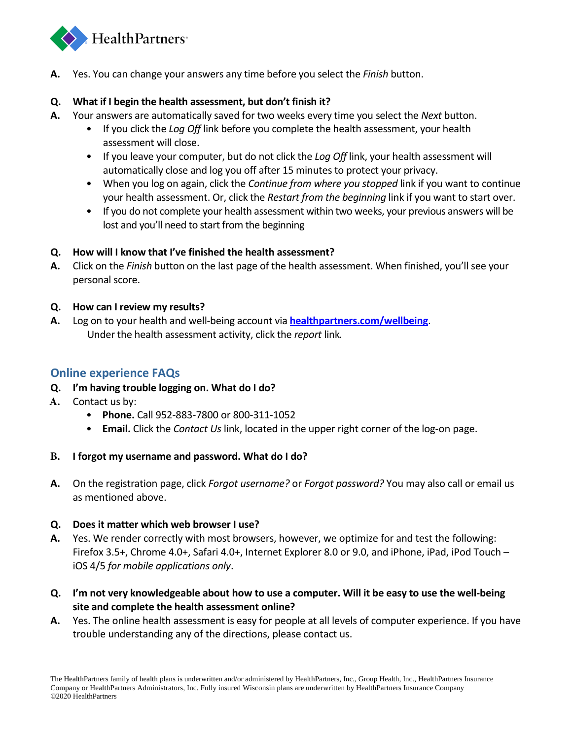**A.** Yes. You can change your answers any time before you select the *Finish* button.

**Q. What if I begin the health assessment, but don't finish it?**

**A.** Your answers are automatically saved for two weeks every time you select the *Next* button.

- If you click the *Log Off* link before you complete the health assessment, your health assessment will close.
- If you leave your computer, but do not click the *Log Off* link, your health assessment will automatically close and log you off after 15 minutes to protect your privacy.
- When you log on again, click the *Continue from where you stopped* link if you want to continue your health assessment. Or, click the *Restart from the beginning* link if you want to start over.
- If you do not complete your health assessment within two weeks, your previous answers will be lost and you'll need to start from the beginning

**Q. How will I know that I've finished the health assessment?**

**A.** Click on the *Finish* button on the last page of the health assessment. When finished, you'll see your personal score.

**Q. How can I review my results?**

**A.** Log on to your health and well-being account via **healthpartners.com/wellbeing**.
Under the health assessment activity, click the *report* link.

## Online experience FAQs

**Q. I'm having trouble logging on. What do I do?**

**A.** Contact us by:

- **Phone.** Call 952-883-7800 or 800-311-1052
- **Email.** Click the *Contact Us* link, located in the upper right corner of the log-on page.

**B. I forgot my username and password. What do I do?**

**A.** On the registration page, click *Forgot username?* or *Forgot password?* You may also call or email us as mentioned above.

**Q. Does it matter which web browser I use?**

**A.** Yes. We render correctly with most browsers, however, we optimize for and test the following: Firefox 3.5+, Chrome 4.0+, Safari 4.0+, Internet Explorer 8.0 or 9.0, and iPhone, iPad, iPod Touch – iOS 4/5 *for mobile applications only*.

**Q. I'm not very knowledgeable about how to use a computer. Will it be easy to use the well-being site and complete the health assessment online?**

**A.** Yes. The online health assessment is easy for people at all levels of computer experience. If you have trouble understanding any of the directions, please contact us.

The HealthPartners family of health plans is underwritten and/or administered by HealthPartners, Inc., Group Health, Inc., HealthPartners Insurance Company or HealthPartners Administrators, Inc. Fully insured Wisconsin plans are underwritten by HealthPartners Insurance Company
©2020 HealthPartners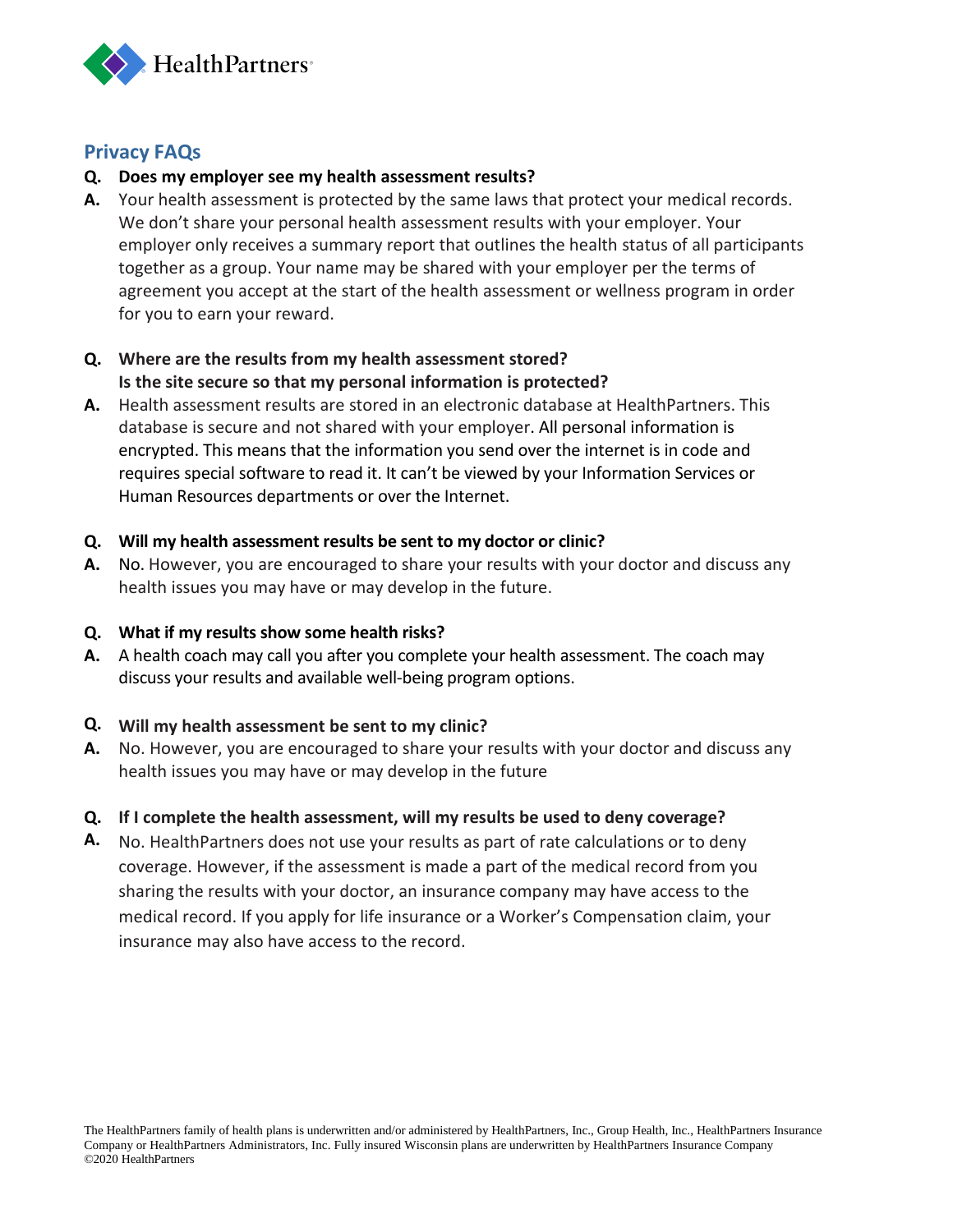HealthPartners

## Privacy FAQs

**Q. Does my employer see my health assessment results?**

**A.** Your health assessment is protected by the same laws that protect your medical records. We don't share your personal health assessment results with your employer. Your employer only receives a summary report that outlines the health status of all participants together as a group. Your name may be shared with your employer per the terms of agreement you accept at the start of the health assessment or wellness program in order for you to earn your reward.

**Q. Where are the results from my health assessment stored? Is the site secure so that my personal information is protected?**

**A.** Health assessment results are stored in an electronic database at HealthPartners. This database is secure and not shared with your employer. All personal information is encrypted. This means that the information you send over the internet is in code and requires special software to read it. It can't be viewed by your Information Services or Human Resources departments or over the Internet.

**Q. Will my health assessment results be sent to my doctor or clinic?**

**A.** No. However, you are encouraged to share your results with your doctor and discuss any health issues you may have or may develop in the future.

**Q. What if my results show some health risks?**

**A.** A health coach may call you after you complete your health assessment. The coach may discuss your results and available well-being program options.

**Q. Will my health assessment be sent to my clinic?**

**A.** No. However, you are encouraged to share your results with your doctor and discuss any health issues you may have or may develop in the future

**Q. If I complete the health assessment, will my results be used to deny coverage?**

**A.** No. HealthPartners does not use your results as part of rate calculations or to deny coverage. However, if the assessment is made a part of the medical record from you sharing the results with your doctor, an insurance company may have access to the medical record. If you apply for life insurance or a Worker's Compensation claim, your insurance may also have access to the record.

The HealthPartners family of health plans is underwritten and/or administered by HealthPartners, Inc., Group Health, Inc., HealthPartners Insurance Company or HealthPartners Administrators, Inc. Fully insured Wisconsin plans are underwritten by HealthPartners Insurance Company
©2020 HealthPartners